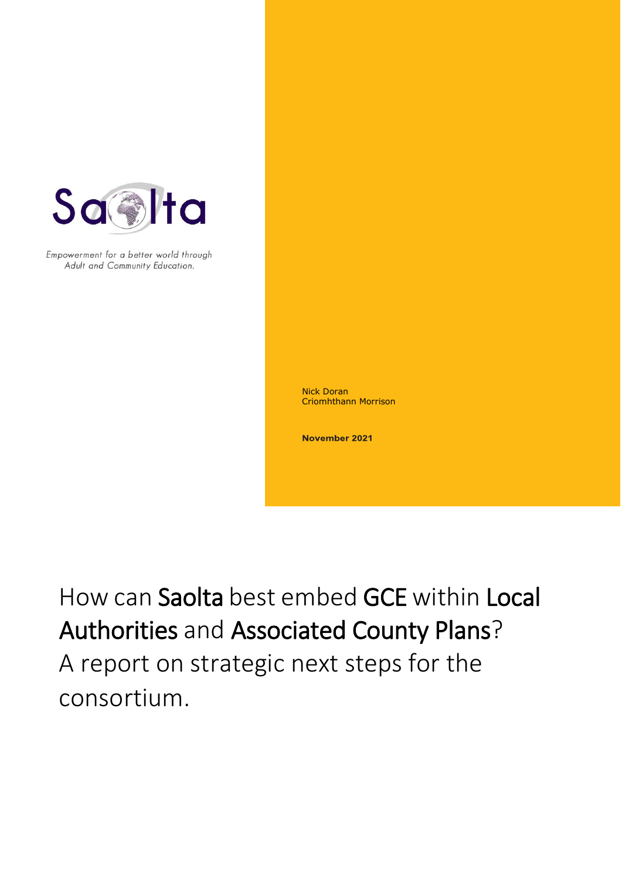Saolta

*Empowerment for a better world through Adult and Community Education.*

Nick Doran
Criomhthann Morrison

**November 2021**

# How can Saolta best embed GCE within Local Authorities and Associated County Plans? A report on strategic next steps for the consortium.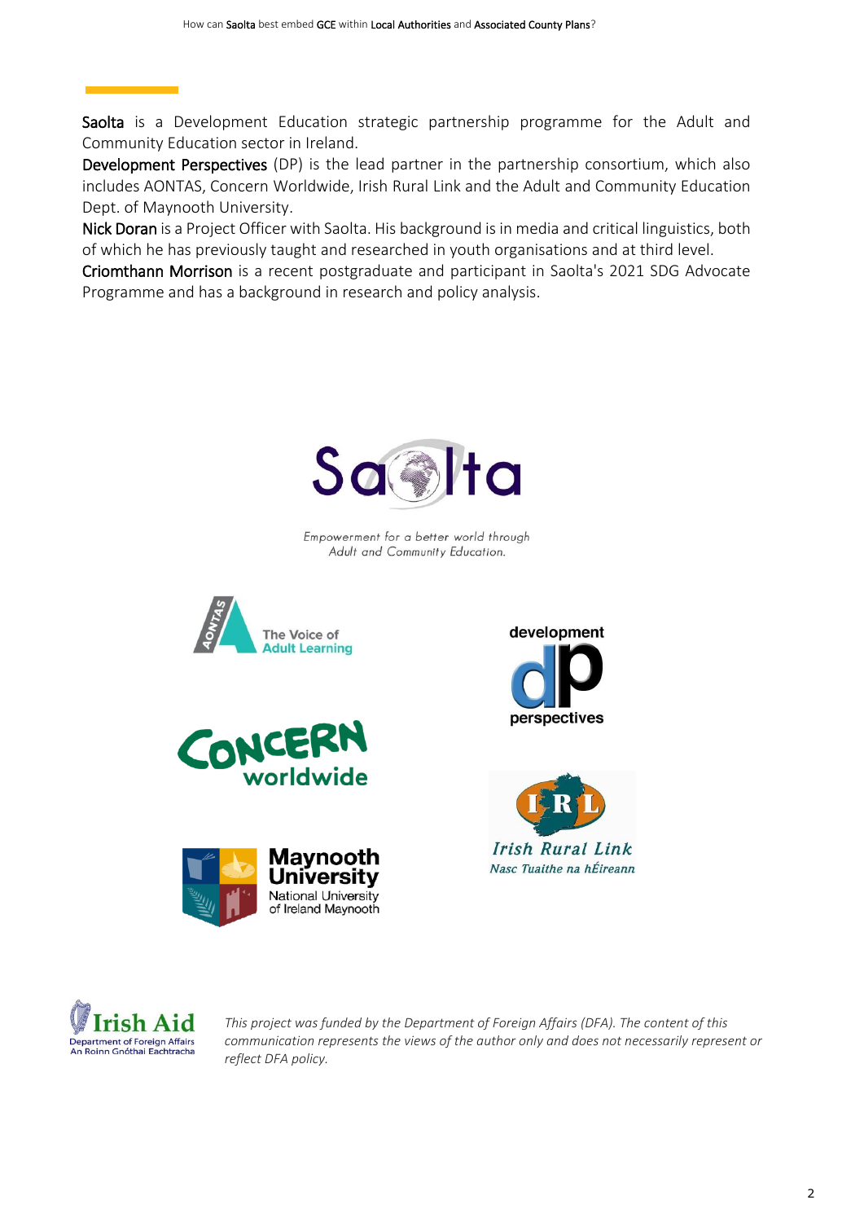**Saolta** is a Development Education strategic partnership programme for the Adult and Community Education sector in Ireland.

**Development Perspectives** (DP) is the lead partner in the partnership consortium, which also includes AONTAS, Concern Worldwide, Irish Rural Link and the Adult and Community Education Dept. of Maynooth University.

**Nick Doran** is a Project Officer with Saolta. His background is in media and critical linguistics, both of which he has previously taught and researched in youth organisations and at third level.

**Criomthann Morrison** is a recent postgraduate and participant in Saolta's 2021 SDG Advocate Programme and has a background in research and policy analysis.

*Empowerment for a better world through Adult and Community Education.*

*This project was funded by the Department of Foreign Affairs (DFA). The content of this communication represents the views of the author only and does not necessarily represent or reflect DFA policy.*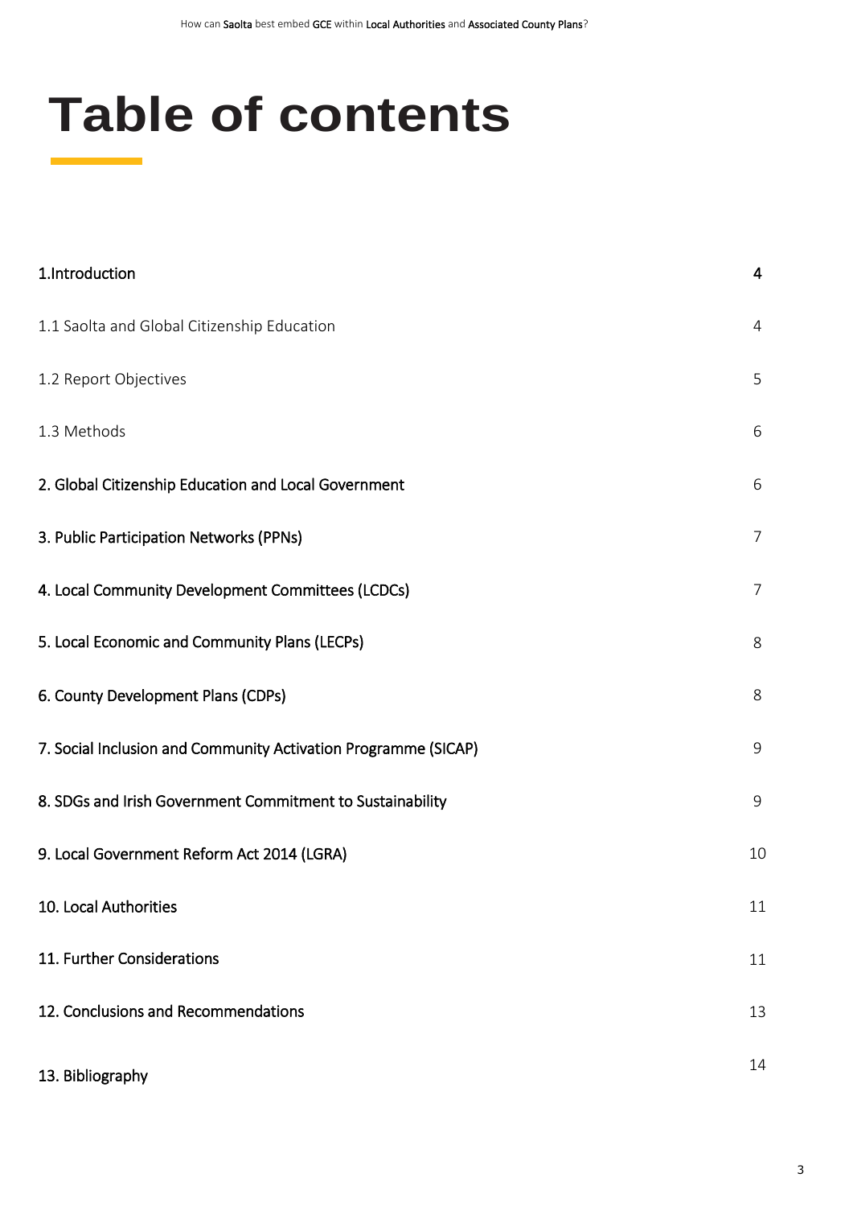# Table of contents

| | |
|---|---|
| **1.Introduction** | **4** |
| 1.1 Saolta and Global Citizenship Education | 4 |
| 1.2 Report Objectives | 5 |
| 1.3 Methods | 6 |
| **2. Global Citizenship Education and Local Government** | 6 |
| **3. Public Participation Networks (PPNs)** | 7 |
| **4. Local Community Development Committees (LCDCs)** | 7 |
| **5. Local Economic and Community Plans (LECPs)** | 8 |
| **6. County Development Plans (CDPs)** | 8 |
| **7. Social Inclusion and Community Activation Programme (SICAP)** | 9 |
| **8. SDGs and Irish Government Commitment to Sustainability** | 9 |
| **9. Local Government Reform Act 2014 (LGRA)** | 10 |
| **10. Local Authorities** | 11 |
| **11. Further Considerations** | 11 |
| **12. Conclusions and Recommendations** | 13 |
| **13. Bibliography** | 14 |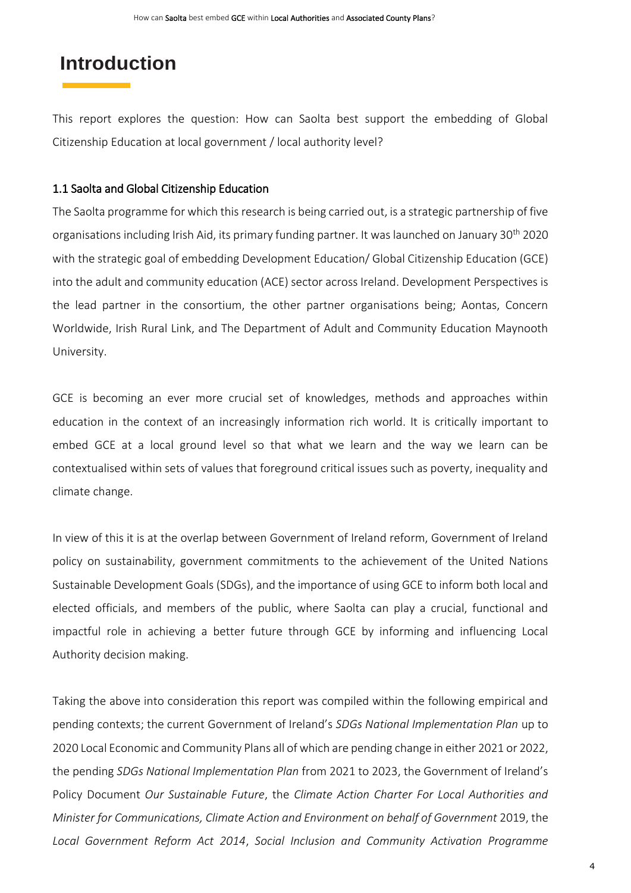# Introduction

This report explores the question: How can Saolta best support the embedding of Global Citizenship Education at local government / local authority level?

## 1.1 Saolta and Global Citizenship Education

The Saolta programme for which this research is being carried out, is a strategic partnership of five organisations including Irish Aid, its primary funding partner. It was launched on January 30th 2020 with the strategic goal of embedding Development Education/ Global Citizenship Education (GCE) into the adult and community education (ACE) sector across Ireland. Development Perspectives is the lead partner in the consortium, the other partner organisations being; Aontas, Concern Worldwide, Irish Rural Link, and The Department of Adult and Community Education Maynooth University.

GCE is becoming an ever more crucial set of knowledges, methods and approaches within education in the context of an increasingly information rich world. It is critically important to embed GCE at a local ground level so that what we learn and the way we learn can be contextualised within sets of values that foreground critical issues such as poverty, inequality and climate change.

In view of this it is at the overlap between Government of Ireland reform, Government of Ireland policy on sustainability, government commitments to the achievement of the United Nations Sustainable Development Goals (SDGs), and the importance of using GCE to inform both local and elected officials, and members of the public, where Saolta can play a crucial, functional and impactful role in achieving a better future through GCE by informing and influencing Local Authority decision making.

Taking the above into consideration this report was compiled within the following empirical and pending contexts; the current Government of Ireland's *SDGs National Implementation Plan* up to 2020 Local Economic and Community Plans all of which are pending change in either 2021 or 2022, the pending *SDGs National Implementation Plan* from 2021 to 2023, the Government of Ireland's Policy Document *Our Sustainable Future*, the *Climate Action Charter For Local Authorities and Minister for Communications, Climate Action and Environment on behalf of Government* 2019, the *Local Government Reform Act 2014*, *Social Inclusion and Community Activation Programme*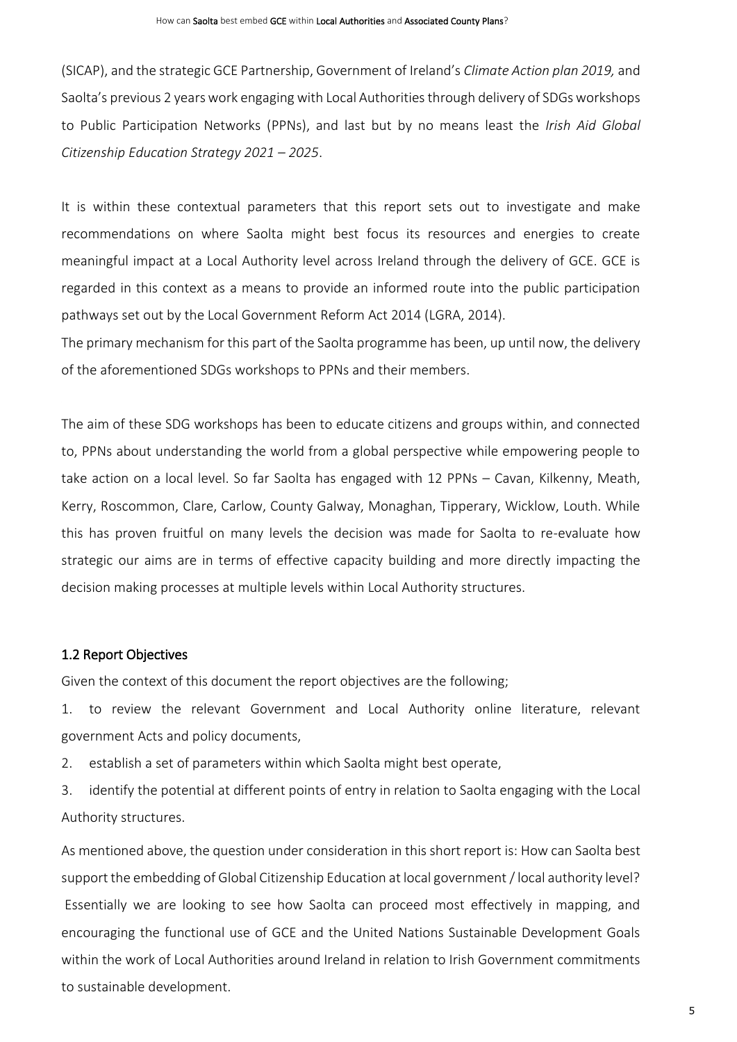(SICAP), and the strategic GCE Partnership, Government of Ireland's *Climate Action plan 2019,* and Saolta's previous 2 years work engaging with Local Authorities through delivery of SDGs workshops to Public Participation Networks (PPNs), and last but by no means least the *Irish Aid Global Citizenship Education Strategy 2021 – 2025*.

It is within these contextual parameters that this report sets out to investigate and make recommendations on where Saolta might best focus its resources and energies to create meaningful impact at a Local Authority level across Ireland through the delivery of GCE. GCE is regarded in this context as a means to provide an informed route into the public participation pathways set out by the Local Government Reform Act 2014 (LGRA, 2014).

The primary mechanism for this part of the Saolta programme has been, up until now, the delivery of the aforementioned SDGs workshops to PPNs and their members.

The aim of these SDG workshops has been to educate citizens and groups within, and connected to, PPNs about understanding the world from a global perspective while empowering people to take action on a local level. So far Saolta has engaged with 12 PPNs – Cavan, Kilkenny, Meath, Kerry, Roscommon, Clare, Carlow, County Galway, Monaghan, Tipperary, Wicklow, Louth. While this has proven fruitful on many levels the decision was made for Saolta to re-evaluate how strategic our aims are in terms of effective capacity building and more directly impacting the decision making processes at multiple levels within Local Authority structures.

## 1.2 Report Objectives

Given the context of this document the report objectives are the following;

1. to review the relevant Government and Local Authority online literature, relevant government Acts and policy documents,
2. establish a set of parameters within which Saolta might best operate,
3. identify the potential at different points of entry in relation to Saolta engaging with the Local Authority structures.

As mentioned above, the question under consideration in this short report is: How can Saolta best support the embedding of Global Citizenship Education at local government / local authority level? Essentially we are looking to see how Saolta can proceed most effectively in mapping, and encouraging the functional use of GCE and the United Nations Sustainable Development Goals within the work of Local Authorities around Ireland in relation to Irish Government commitments to sustainable development.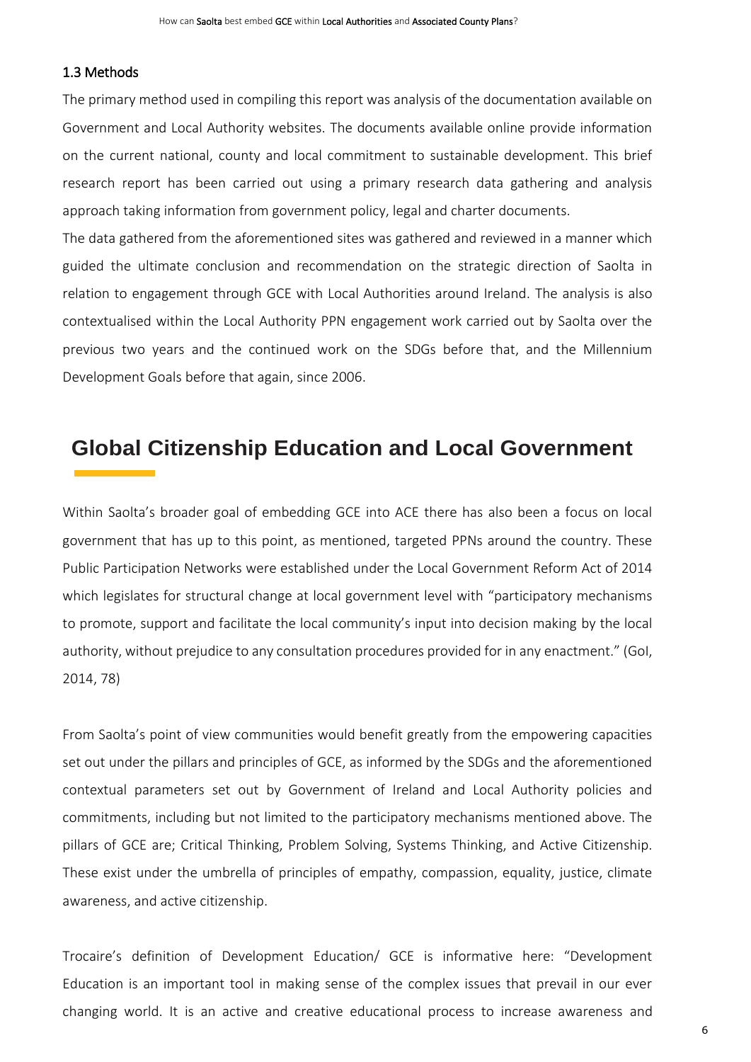### 1.3 Methods

The primary method used in compiling this report was analysis of the documentation available on Government and Local Authority websites. The documents available online provide information on the current national, county and local commitment to sustainable development. This brief research report has been carried out using a primary research data gathering and analysis approach taking information from government policy, legal and charter documents.

The data gathered from the aforementioned sites was gathered and reviewed in a manner which guided the ultimate conclusion and recommendation on the strategic direction of Saolta in relation to engagement through GCE with Local Authorities around Ireland. The analysis is also contextualised within the Local Authority PPN engagement work carried out by Saolta over the previous two years and the continued work on the SDGs before that, and the Millennium Development Goals before that again, since 2006.

## Global Citizenship Education and Local Government

Within Saolta's broader goal of embedding GCE into ACE there has also been a focus on local government that has up to this point, as mentioned, targeted PPNs around the country. These Public Participation Networks were established under the Local Government Reform Act of 2014 which legislates for structural change at local government level with "participatory mechanisms to promote, support and facilitate the local community's input into decision making by the local authority, without prejudice to any consultation procedures provided for in any enactment." (GoI, 2014, 78)

From Saolta's point of view communities would benefit greatly from the empowering capacities set out under the pillars and principles of GCE, as informed by the SDGs and the aforementioned contextual parameters set out by Government of Ireland and Local Authority policies and commitments, including but not limited to the participatory mechanisms mentioned above. The pillars of GCE are; Critical Thinking, Problem Solving, Systems Thinking, and Active Citizenship. These exist under the umbrella of principles of empathy, compassion, equality, justice, climate awareness, and active citizenship.

Trocaire's definition of Development Education/ GCE is informative here: "Development Education is an important tool in making sense of the complex issues that prevail in our ever changing world. It is an active and creative educational process to increase awareness and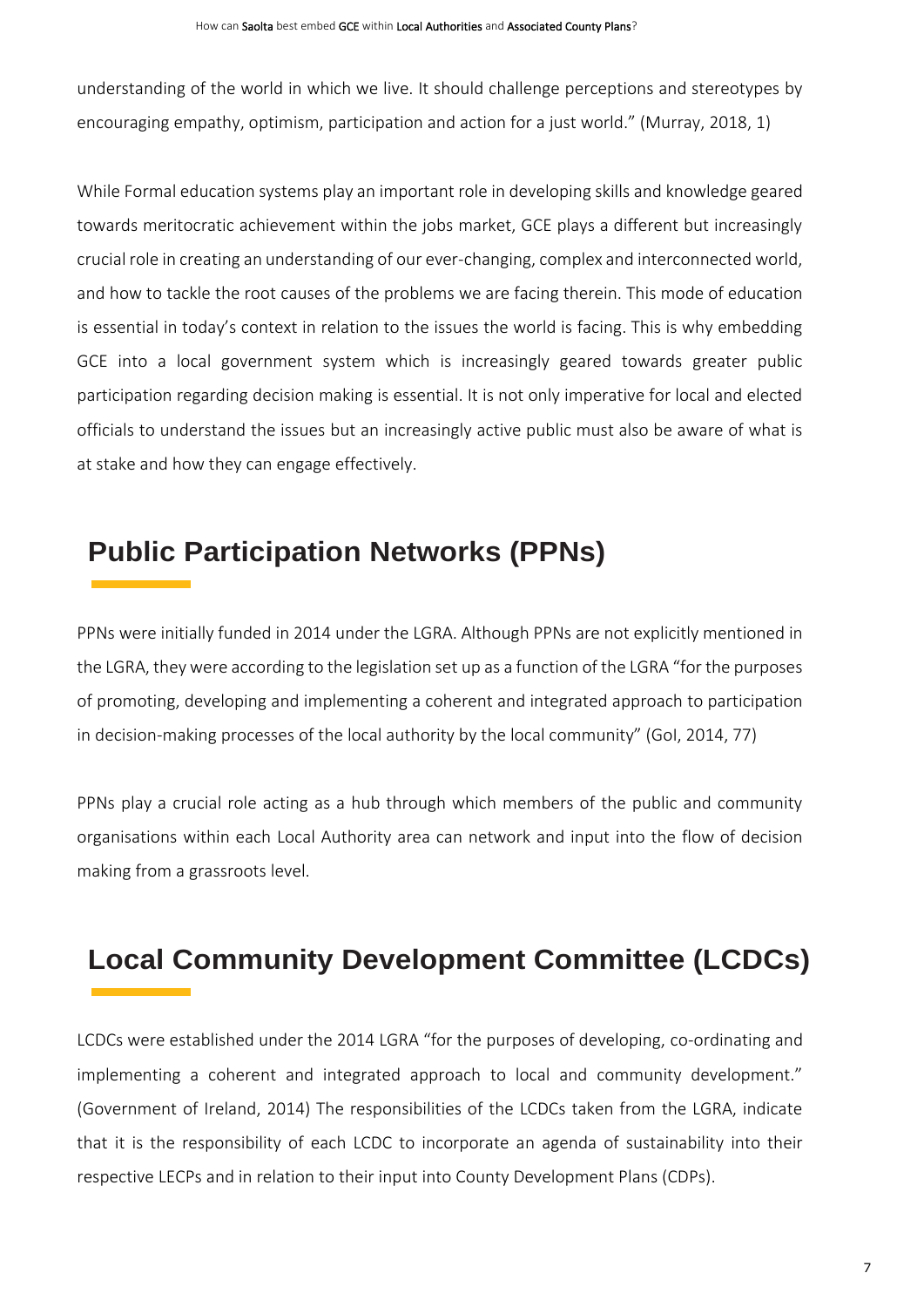understanding of the world in which we live. It should challenge perceptions and stereotypes by encouraging empathy, optimism, participation and action for a just world." (Murray, 2018, 1)

While Formal education systems play an important role in developing skills and knowledge geared towards meritocratic achievement within the jobs market, GCE plays a different but increasingly crucial role in creating an understanding of our ever-changing, complex and interconnected world, and how to tackle the root causes of the problems we are facing therein. This mode of education is essential in today's context in relation to the issues the world is facing. This is why embedding GCE into a local government system which is increasingly geared towards greater public participation regarding decision making is essential. It is not only imperative for local and elected officials to understand the issues but an increasingly active public must also be aware of what is at stake and how they can engage effectively.

## Public Participation Networks (PPNs)

PPNs were initially funded in 2014 under the LGRA. Although PPNs are not explicitly mentioned in the LGRA, they were according to the legislation set up as a function of the LGRA "for the purposes of promoting, developing and implementing a coherent and integrated approach to participation in decision-making processes of the local authority by the local community" (GoI, 2014, 77)

PPNs play a crucial role acting as a hub through which members of the public and community organisations within each Local Authority area can network and input into the flow of decision making from a grassroots level.

## Local Community Development Committee (LCDCs)

LCDCs were established under the 2014 LGRA "for the purposes of developing, co-ordinating and implementing a coherent and integrated approach to local and community development." (Government of Ireland, 2014) The responsibilities of the LCDCs taken from the LGRA, indicate that it is the responsibility of each LCDC to incorporate an agenda of sustainability into their respective LECPs and in relation to their input into County Development Plans (CDPs).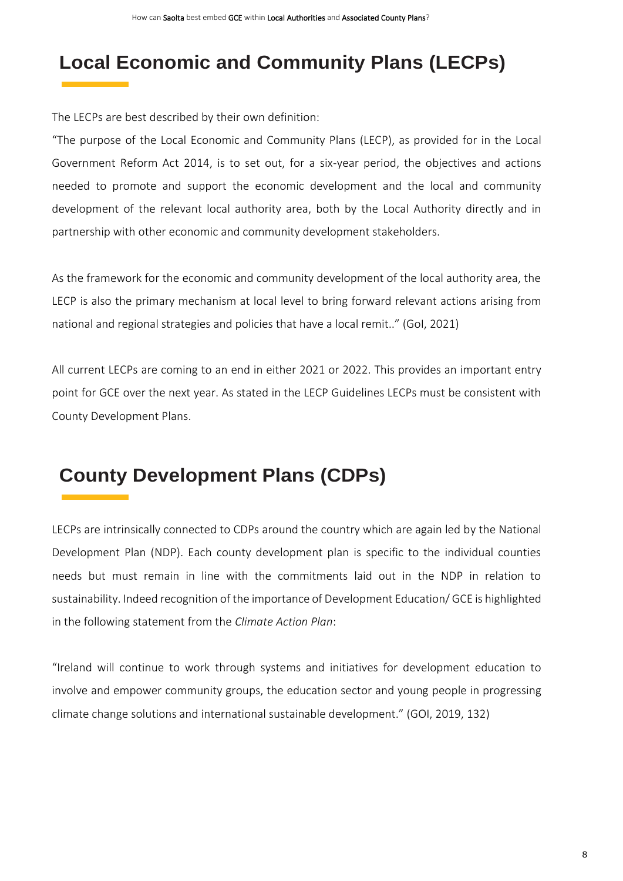## Local Economic and Community Plans (LECPs)

The LECPs are best described by their own definition:

"The purpose of the Local Economic and Community Plans (LECP), as provided for in the Local Government Reform Act 2014, is to set out, for a six-year period, the objectives and actions needed to promote and support the economic development and the local and community development of the relevant local authority area, both by the Local Authority directly and in partnership with other economic and community development stakeholders.

As the framework for the economic and community development of the local authority area, the LECP is also the primary mechanism at local level to bring forward relevant actions arising from national and regional strategies and policies that have a local remit.." (GoI, 2021)

All current LECPs are coming to an end in either 2021 or 2022. This provides an important entry point for GCE over the next year. As stated in the LECP Guidelines LECPs must be consistent with County Development Plans.

## County Development Plans (CDPs)

LECPs are intrinsically connected to CDPs around the country which are again led by the National Development Plan (NDP). Each county development plan is specific to the individual counties needs but must remain in line with the commitments laid out in the NDP in relation to sustainability. Indeed recognition of the importance of Development Education/ GCE is highlighted in the following statement from the *Climate Action Plan*:

"Ireland will continue to work through systems and initiatives for development education to involve and empower community groups, the education sector and young people in progressing climate change solutions and international sustainable development." (GOI, 2019, 132)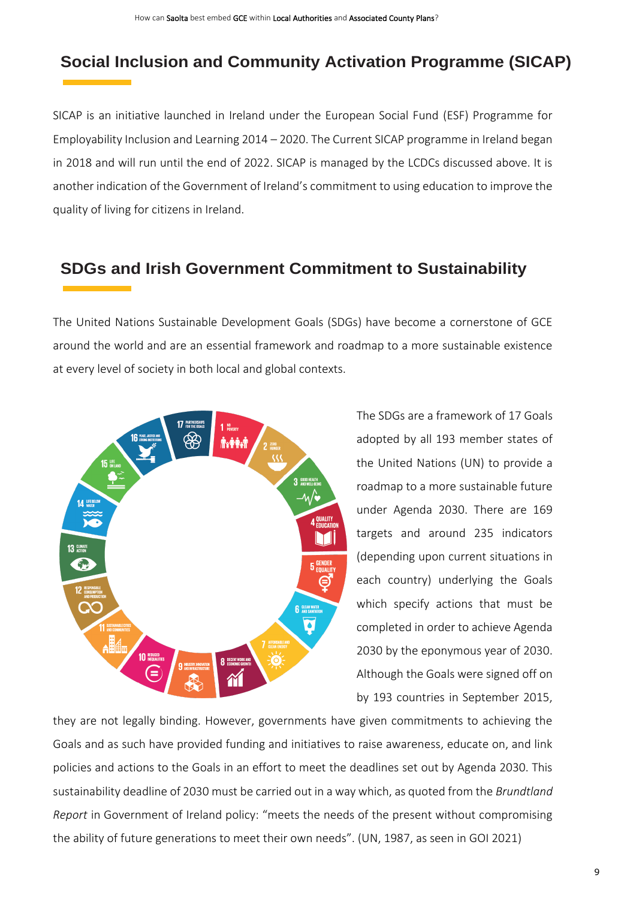## Social Inclusion and Community Activation Programme (SICAP)

SICAP is an initiative launched in Ireland under the European Social Fund (ESF) Programme for Employability Inclusion and Learning 2014 – 2020. The Current SICAP programme in Ireland began in 2018 and will run until the end of 2022. SICAP is managed by the LCDCs discussed above. It is another indication of the Government of Ireland's commitment to using education to improve the quality of living for citizens in Ireland.

## SDGs and Irish Government Commitment to Sustainability

The United Nations Sustainable Development Goals (SDGs) have become a cornerstone of GCE around the world and are an essential framework and roadmap to a more sustainable existence at every level of society in both local and global contexts.

The SDGs are a framework of 17 Goals adopted by all 193 member states of the United Nations (UN) to provide a roadmap to a more sustainable future under Agenda 2030. There are 169 targets and around 235 indicators (depending upon current situations in each country) underlying the Goals which specify actions that must be completed in order to achieve Agenda 2030 by the eponymous year of 2030. Although the Goals were signed off on by 193 countries in September 2015, they are not legally binding. However, governments have given commitments to achieving the Goals and as such have provided funding and initiatives to raise awareness, educate on, and link policies and actions to the Goals in an effort to meet the deadlines set out by Agenda 2030. This sustainability deadline of 2030 must be carried out in a way which, as quoted from the *Brundtland Report* in Government of Ireland policy: "meets the needs of the present without compromising the ability of future generations to meet their own needs". (UN, 1987, as seen in GOI 2021)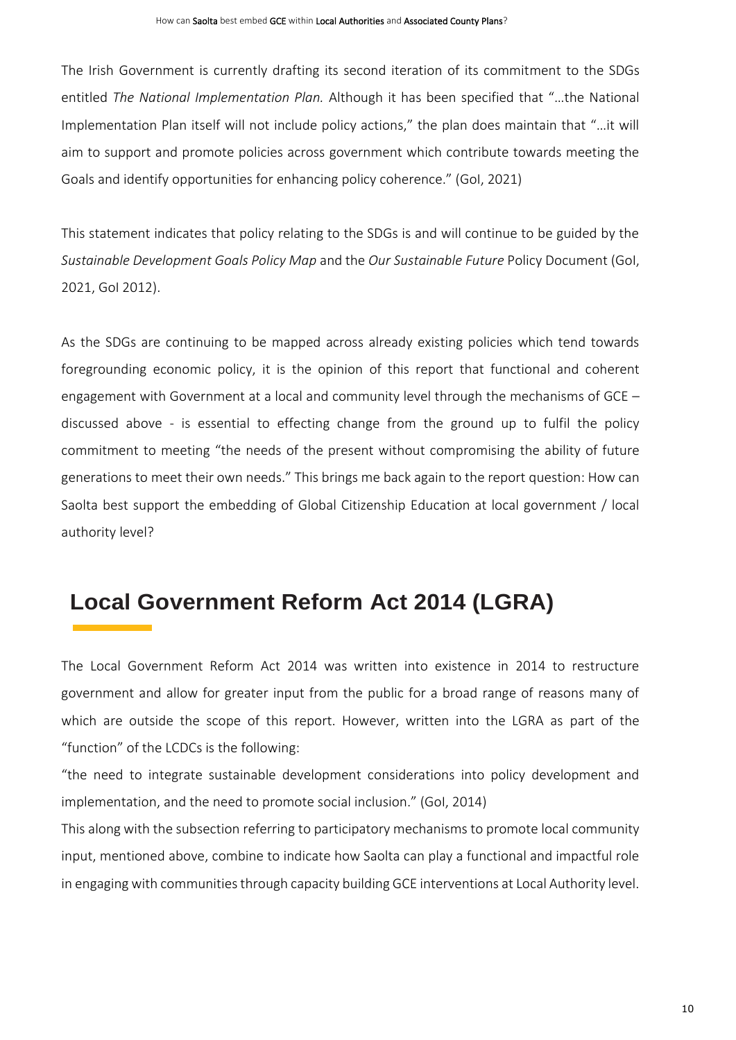The Irish Government is currently drafting its second iteration of its commitment to the SDGs entitled *The National Implementation Plan.* Although it has been specified that "…the National Implementation Plan itself will not include policy actions," the plan does maintain that "…it will aim to support and promote policies across government which contribute towards meeting the Goals and identify opportunities for enhancing policy coherence." (GoI, 2021)

This statement indicates that policy relating to the SDGs is and will continue to be guided by the *Sustainable Development Goals Policy Map* and the *Our Sustainable Future* Policy Document (GoI, 2021, GoI 2012).

As the SDGs are continuing to be mapped across already existing policies which tend towards foregrounding economic policy, it is the opinion of this report that functional and coherent engagement with Government at a local and community level through the mechanisms of GCE – discussed above - is essential to effecting change from the ground up to fulfil the policy commitment to meeting "the needs of the present without compromising the ability of future generations to meet their own needs." This brings me back again to the report question: How can Saolta best support the embedding of Global Citizenship Education at local government / local authority level?

## Local Government Reform Act 2014 (LGRA)

The Local Government Reform Act 2014 was written into existence in 2014 to restructure government and allow for greater input from the public for a broad range of reasons many of which are outside the scope of this report. However, written into the LGRA as part of the "function" of the LCDCs is the following:

"the need to integrate sustainable development considerations into policy development and implementation, and the need to promote social inclusion." (GoI, 2014)

This along with the subsection referring to participatory mechanisms to promote local community input, mentioned above, combine to indicate how Saolta can play a functional and impactful role in engaging with communities through capacity building GCE interventions at Local Authority level.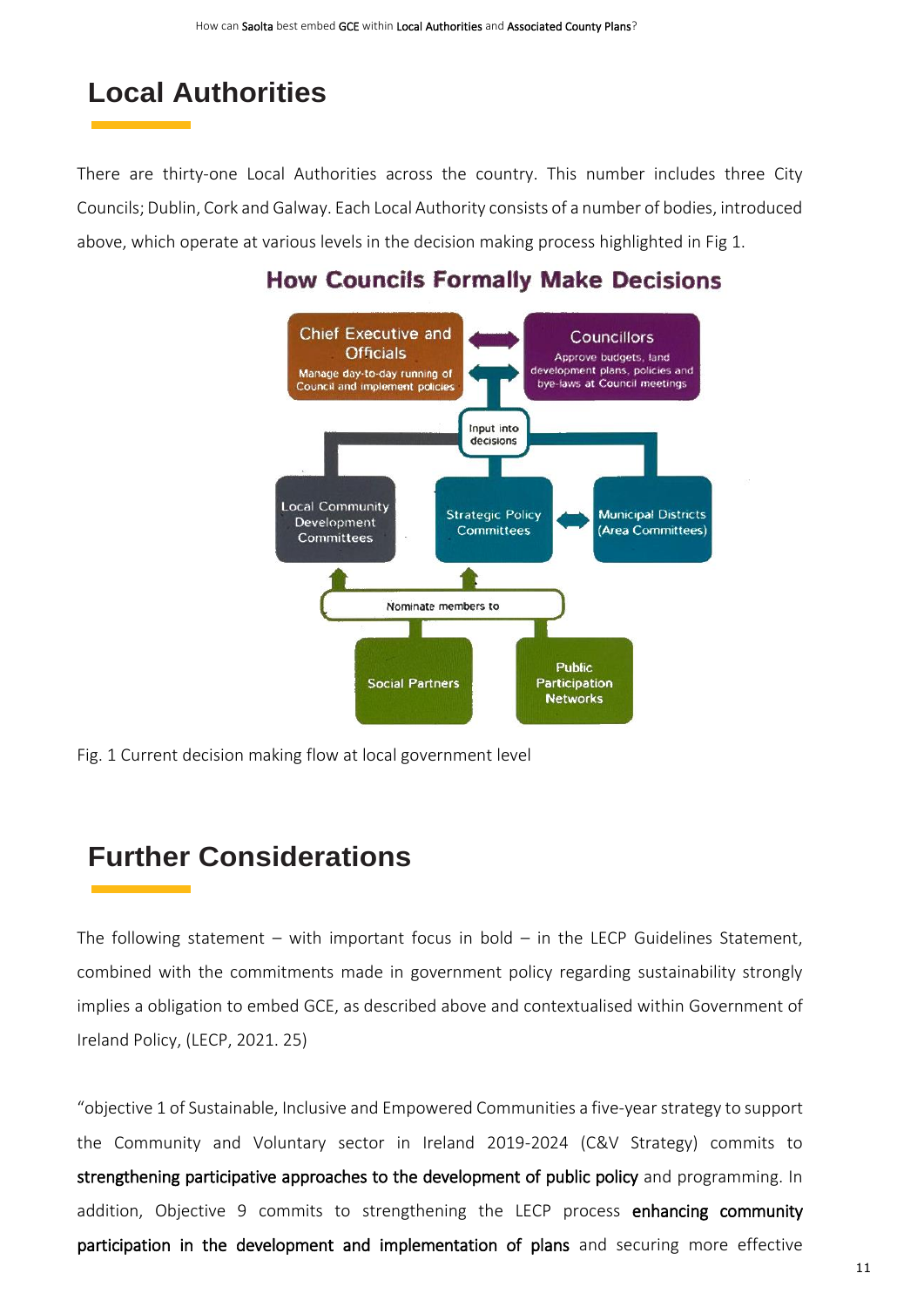## Local Authorities

There are thirty-one Local Authorities across the country. This number includes three City Councils; Dublin, Cork and Galway. Each Local Authority consists of a number of bodies, introduced above, which operate at various levels in the decision making process highlighted in Fig 1.

**How Councils Formally Make Decisions**

- **Chief Executive and Officials** – Manage day-to-day running of Council and implement policies
- **Councillors** – Approve budgets, land development plans, policies and bye-laws at Council meetings
- Input into decisions
- **Local Community Development Committees**
- **Strategic Policy Committees**
- **Municipal Districts (Area Committees)**
- Nominate members to
- **Social Partners**
- **Public Participation Networks**

Fig. 1 Current decision making flow at local government level

## Further Considerations

The following statement – with important focus in bold – in the LECP Guidelines Statement, combined with the commitments made in government policy regarding sustainability strongly implies a obligation to embed GCE, as described above and contextualised within Government of Ireland Policy, (LECP, 2021. 25)

"objective 1 of Sustainable, Inclusive and Empowered Communities a five-year strategy to support the Community and Voluntary sector in Ireland 2019-2024 (C&V Strategy) commits to **strengthening participative approaches to the development of public policy** and programming. In addition, Objective 9 commits to strengthening the LECP process **enhancing community participation in the development and implementation of plans** and securing more effective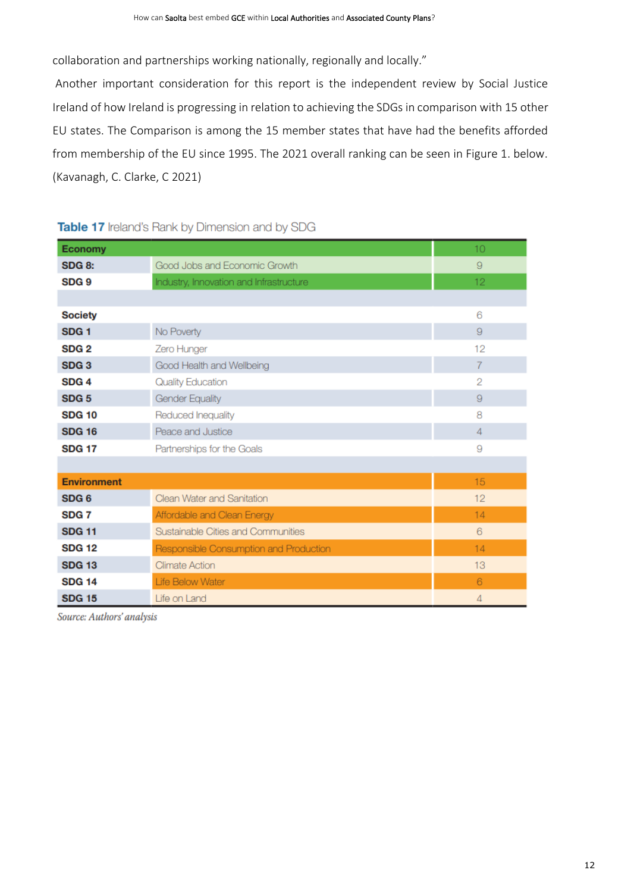collaboration and partnerships working nationally, regionally and locally."

Another important consideration for this report is the independent review by Social Justice Ireland of how Ireland is progressing in relation to achieving the SDGs in comparison with 15 other EU states. The Comparison is among the 15 member states that have had the benefits afforded from membership of the EU since 1995. The 2021 overall ranking can be seen in Figure 1. below. (Kavanagh, C. Clarke, C 2021)

**Table 17** Ireland's Rank by Dimension and by SDG

| | | |
|---|---|---|
| **Economy** | | 10 |
| **SDG 8:** | Good Jobs and Economic Growth | 9 |
| **SDG 9** | Industry, Innovation and Infrastructure | 12 |
| | | |
| **Society** | | 6 |
| **SDG 1** | No Poverty | 9 |
| **SDG 2** | Zero Hunger | 12 |
| **SDG 3** | Good Health and Wellbeing | 7 |
| **SDG 4** | Quality Education | 2 |
| **SDG 5** | Gender Equality | 9 |
| **SDG 10** | Reduced Inequality | 8 |
| **SDG 16** | Peace and Justice | 4 |
| **SDG 17** | Partnerships for the Goals | 9 |
| | | |
| **Environment** | | 15 |
| **SDG 6** | Clean Water and Sanitation | 12 |
| **SDG 7** | Affordable and Clean Energy | 14 |
| **SDG 11** | Sustainable Cities and Communities | 6 |
| **SDG 12** | Responsible Consumption and Production | 14 |
| **SDG 13** | Climate Action | 13 |
| **SDG 14** | Life Below Water | 6 |
| **SDG 15** | Life on Land | 4 |

*Source: Authors' analysis*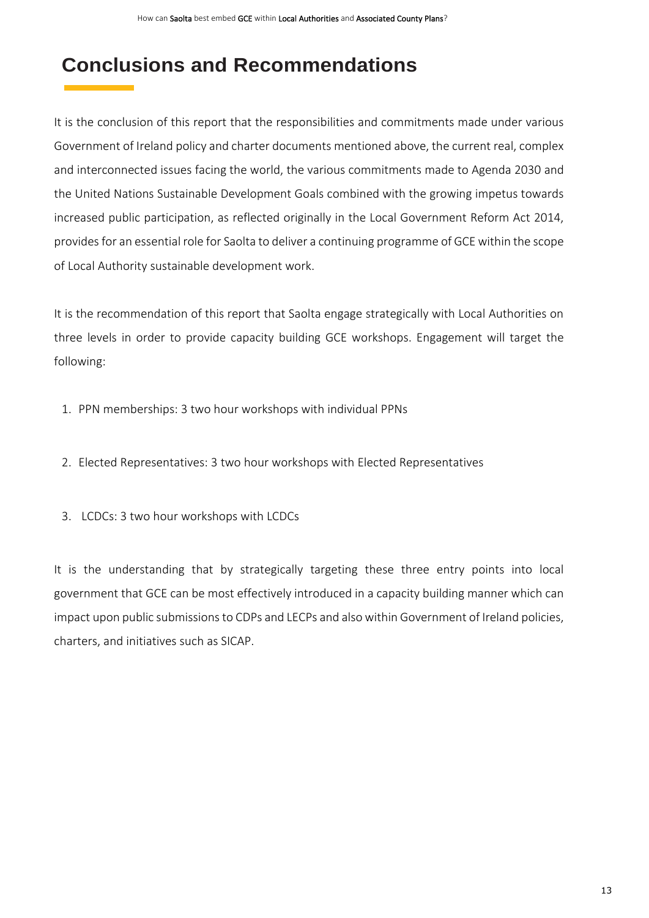# Conclusions and Recommendations

It is the conclusion of this report that the responsibilities and commitments made under various Government of Ireland policy and charter documents mentioned above, the current real, complex and interconnected issues facing the world, the various commitments made to Agenda 2030 and the United Nations Sustainable Development Goals combined with the growing impetus towards increased public participation, as reflected originally in the Local Government Reform Act 2014, provides for an essential role for Saolta to deliver a continuing programme of GCE within the scope of Local Authority sustainable development work.

It is the recommendation of this report that Saolta engage strategically with Local Authorities on three levels in order to provide capacity building GCE workshops. Engagement will target the following:

1. PPN memberships: 3 two hour workshops with individual PPNs

2. Elected Representatives: 3 two hour workshops with Elected Representatives

3. LCDCs: 3 two hour workshops with LCDCs

It is the understanding that by strategically targeting these three entry points into local government that GCE can be most effectively introduced in a capacity building manner which can impact upon public submissions to CDPs and LECPs and also within Government of Ireland policies, charters, and initiatives such as SICAP.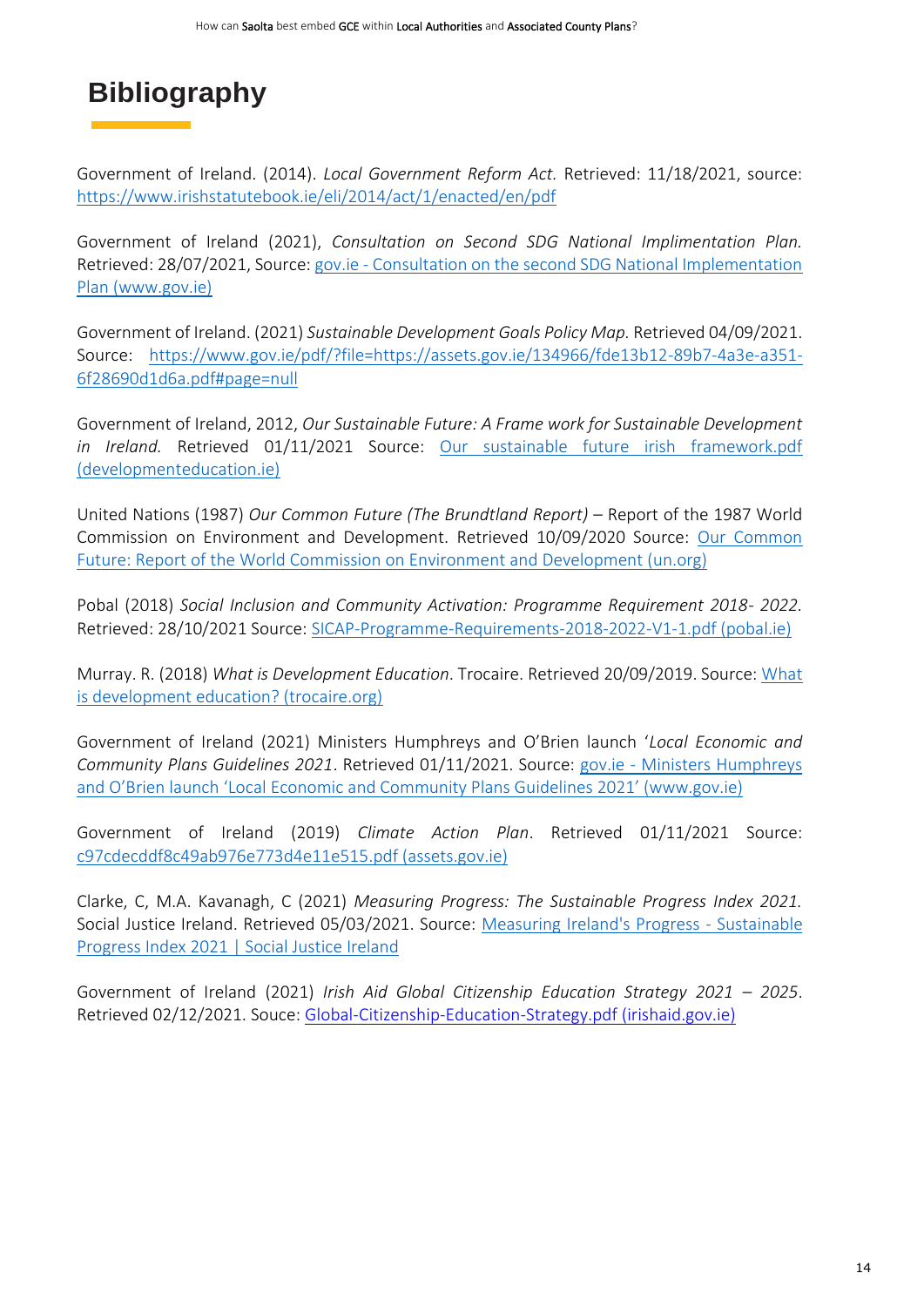# Bibliography

Government of Ireland. (2014). *Local Government Reform Act.* Retrieved: 11/18/2021, source: [https://www.irishstatutebook.ie/eli/2014/act/1/enacted/en/pdf](https://www.irishstatutebook.ie/eli/2014/act/1/enacted/en/pdf)

Government of Ireland (2021), *Consultation on Second SDG National Implimentation Plan.* Retrieved: 28/07/2021, Source: gov.ie - Consultation on the second SDG National Implementation Plan (www.gov.ie)

Government of Ireland. (2021) *Sustainable Development Goals Policy Map.* Retrieved 04/09/2021. Source: [https://www.gov.ie/pdf/?file=https://assets.gov.ie/134966/fde13b12-89b7-4a3e-a351-6f28690d1d6a.pdf#page=null](https://www.gov.ie/pdf/?file=https://assets.gov.ie/134966/fde13b12-89b7-4a3e-a351-6f28690d1d6a.pdf#page=null)

Government of Ireland, 2012, *Our Sustainable Future: A Frame work for Sustainable Development in Ireland.* Retrieved 01/11/2021 Source: Our sustainable future irish framework.pdf (developmenteducation.ie)

United Nations (1987) *Our Common Future (The Brundtland Report)* – Report of the 1987 World Commission on Environment and Development. Retrieved 10/09/2020 Source: Our Common Future: Report of the World Commission on Environment and Development (un.org)

Pobal (2018) *Social Inclusion and Community Activation: Programme Requirement 2018- 2022.* Retrieved: 28/10/2021 Source: SICAP-Programme-Requirements-2018-2022-V1-1.pdf (pobal.ie)

Murray. R. (2018) *What is Development Education*. Trocaire. Retrieved 20/09/2019. Source: What is development education? (trocaire.org)

Government of Ireland (2021) Ministers Humphreys and O'Brien launch '*Local Economic and Community Plans Guidelines 2021*. Retrieved 01/11/2021. Source: gov.ie - Ministers Humphreys and O'Brien launch 'Local Economic and Community Plans Guidelines 2021' (www.gov.ie)

Government of Ireland (2019) *Climate Action Plan*. Retrieved 01/11/2021 Source: c97cdecddf8c49ab976e773d4e11e515.pdf (assets.gov.ie)

Clarke, C, M.A. Kavanagh, C (2021) *Measuring Progress: The Sustainable Progress Index 2021.* Social Justice Ireland. Retrieved 05/03/2021. Source: Measuring Ireland's Progress - Sustainable Progress Index 2021 | Social Justice Ireland

Government of Ireland (2021) *Irish Aid Global Citizenship Education Strategy 2021 – 2025*. Retrieved 02/12/2021. Souce: Global-Citizenship-Education-Strategy.pdf (irishaid.gov.ie)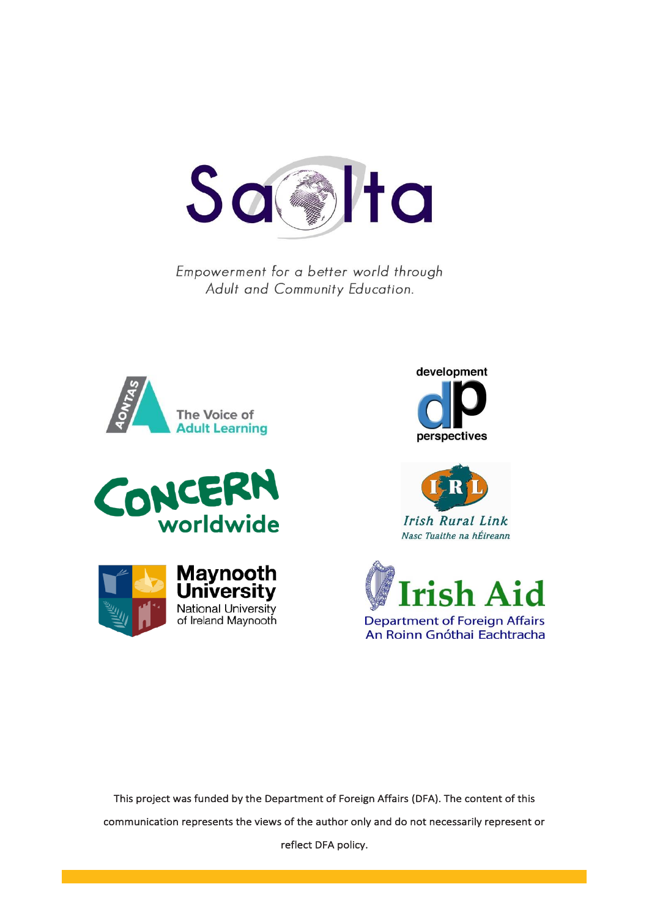Saolta

*Empowerment for a better world through Adult and Community Education.*

AONTAS The Voice of Adult Learning

development perspectives

CONCERN worldwide

Irish Rural Link
Nasc Tuaithe na hÉireann

Maynooth University
National University of Ireland Maynooth

Irish Aid
Department of Foreign Affairs
An Roinn Gnóthai Eachtracha

This project was funded by the Department of Foreign Affairs (DFA). The content of this communication represents the views of the author only and do not necessarily represent or reflect DFA policy.